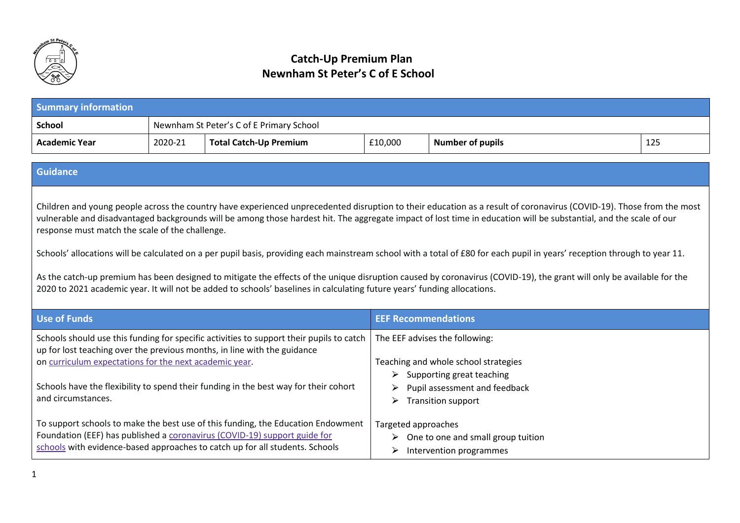# Catch-Up Premium Plan
# Newnham St Peter's C of E School

| Summary information | | | | | |
|---|---|---|---|---|---|
| **School** | Newnham St Peter's C of E Primary School | | | | |
| **Academic Year** | 2020-21 | **Total Catch-Up Premium** | £10,000 | **Number of pupils** | 125 |

## Guidance

Children and young people across the country have experienced unprecedented disruption to their education as a result of coronavirus (COVID-19). Those from the most vulnerable and disadvantaged backgrounds will be among those hardest hit. The aggregate impact of lost time in education will be substantial, and the scale of our response must match the scale of the challenge.

Schools' allocations will be calculated on a per pupil basis, providing each mainstream school with a total of £80 for each pupil in years' reception through to year 11.

As the catch-up premium has been designed to mitigate the effects of the unique disruption caused by coronavirus (COVID-19), the grant will only be available for the 2020 to 2021 academic year. It will not be added to schools' baselines in calculating future years' funding allocations.

| Use of Funds | EEF Recommendations |
|---|---|
| Schools should use this funding for specific activities to support their pupils to catch up for lost teaching over the previous months, in line with the guidance on [curriculum expectations for the next academic year](). <br><br> Schools have the flexibility to spend their funding in the best way for their cohort and circumstances. <br><br> To support schools to make the best use of this funding, the Education Endowment Foundation (EEF) has published a [coronavirus (COVID-19) support guide for schools]() with evidence-based approaches to catch up for all students. Schools | The EEF advises the following: <br><br> Teaching and whole school strategies <br> ➢ Supporting great teaching <br> ➢ Pupil assessment and feedback <br> ➢ Transition support <br><br> Targeted approaches <br> ➢ One to one and small group tuition <br> ➢ Intervention programmes |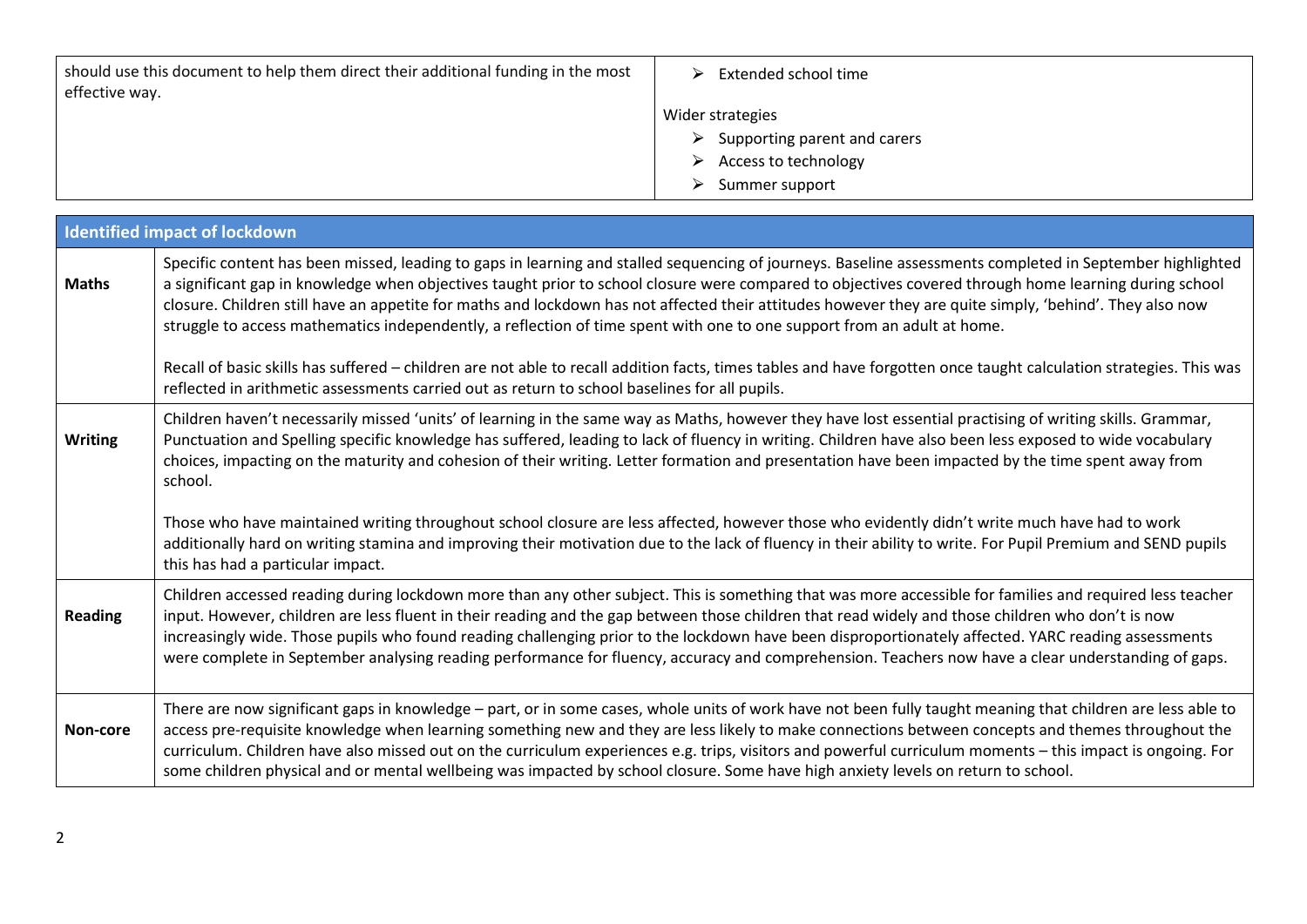| should use this document to help them direct their additional funding in the most effective way. | ➢ Extended school time<br><br>Wider strategies<br>➢ Supporting parent and carers<br>➢ Access to technology<br>➢ Summer support |
|---|---|

| Identified impact of lockdown | |
|---|---|
| **Maths** | Specific content has been missed, leading to gaps in learning and stalled sequencing of journeys. Baseline assessments completed in September highlighted a significant gap in knowledge when objectives taught prior to school closure were compared to objectives covered through home learning during school closure. Children still have an appetite for maths and lockdown has not affected their attitudes however they are quite simply, 'behind'. They also now struggle to access mathematics independently, a reflection of time spent with one to one support from an adult at home.<br><br>Recall of basic skills has suffered – children are not able to recall addition facts, times tables and have forgotten once taught calculation strategies. This was reflected in arithmetic assessments carried out as return to school baselines for all pupils. |
| **Writing** | Children haven't necessarily missed 'units' of learning in the same way as Maths, however they have lost essential practising of writing skills. Grammar, Punctuation and Spelling specific knowledge has suffered, leading to lack of fluency in writing. Children have also been less exposed to wide vocabulary choices, impacting on the maturity and cohesion of their writing. Letter formation and presentation have been impacted by the time spent away from school.<br><br>Those who have maintained writing throughout school closure are less affected, however those who evidently didn't write much have had to work additionally hard on writing stamina and improving their motivation due to the lack of fluency in their ability to write. For Pupil Premium and SEND pupils this has had a particular impact. |
| **Reading** | Children accessed reading during lockdown more than any other subject. This is something that was more accessible for families and required less teacher input. However, children are less fluent in their reading and the gap between those children that read widely and those children who don't is now increasingly wide. Those pupils who found reading challenging prior to the lockdown have been disproportionately affected. YARC reading assessments were complete in September analysing reading performance for fluency, accuracy and comprehension. Teachers now have a clear understanding of gaps. |
| **Non-core** | There are now significant gaps in knowledge – part, or in some cases, whole units of work have not been fully taught meaning that children are less able to access pre-requisite knowledge when learning something new and they are less likely to make connections between concepts and themes throughout the curriculum. Children have also missed out on the curriculum experiences e.g. trips, visitors and powerful curriculum moments – this impact is ongoing. For some children physical and or mental wellbeing was impacted by school closure. Some have high anxiety levels on return to school. |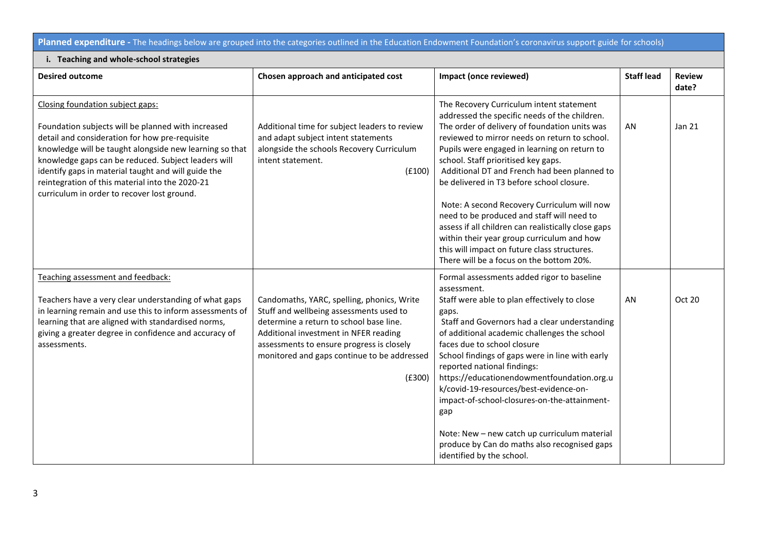**Planned expenditure -** The headings below are grouped into the categories outlined in the Education Endowment Foundation's coronavirus support guide for schools)

**i. Teaching and whole-school strategies**

| Desired outcome | Chosen approach and anticipated cost | Impact (once reviewed) | Staff lead | Review date? |
|---|---|---|---|---|
| Closing foundation subject gaps:<br><br>Foundation subjects will be planned with increased detail and consideration for how pre-requisite knowledge will be taught alongside new learning so that knowledge gaps can be reduced. Subject leaders will identify gaps in material taught and will guide the reintegration of this material into the 2020-21 curriculum in order to recover lost ground. | Additional time for subject leaders to review and adapt subject intent statements alongside the schools Recovery Curriculum intent statement.<br><br>(£100) | The Recovery Curriculum intent statement addressed the specific needs of the children. The order of delivery of foundation units was reviewed to mirror needs on return to school. Pupils were engaged in learning on return to school. Staff prioritised key gaps.<br>Additional DT and French had been planned to be delivered in T3 before school closure.<br><br>Note: A second Recovery Curriculum will now need to be produced and staff will need to assess if all children can realistically close gaps within their year group curriculum and how this will impact on future class structures. There will be a focus on the bottom 20%. | AN | Jan 21 |
| Teaching assessment and feedback:<br><br>Teachers have a very clear understanding of what gaps in learning remain and use this to inform assessments of learning that are aligned with standardised norms, giving a greater degree in confidence and accuracy of assessments. | Candomaths, YARC, spelling, phonics, Write Stuff and wellbeing assessments used to determine a return to school base line. Additional investment in NFER reading assessments to ensure progress is closely monitored and gaps continue to be addressed<br><br>(£300) | Formal assessments added rigor to baseline assessment.<br>Staff were able to plan effectively to close gaps.<br>Staff and Governors had a clear understanding of additional academic challenges the school faces due to school closure<br>School findings of gaps were in line with early reported national findings: https://educationendowmentfoundation.org.uk/covid-19-resources/best-evidence-on-impact-of-school-closures-on-the-attainment-gap<br><br>Note: New – new catch up curriculum material produce by Can do maths also recognised gaps identified by the school. | AN | Oct 20 |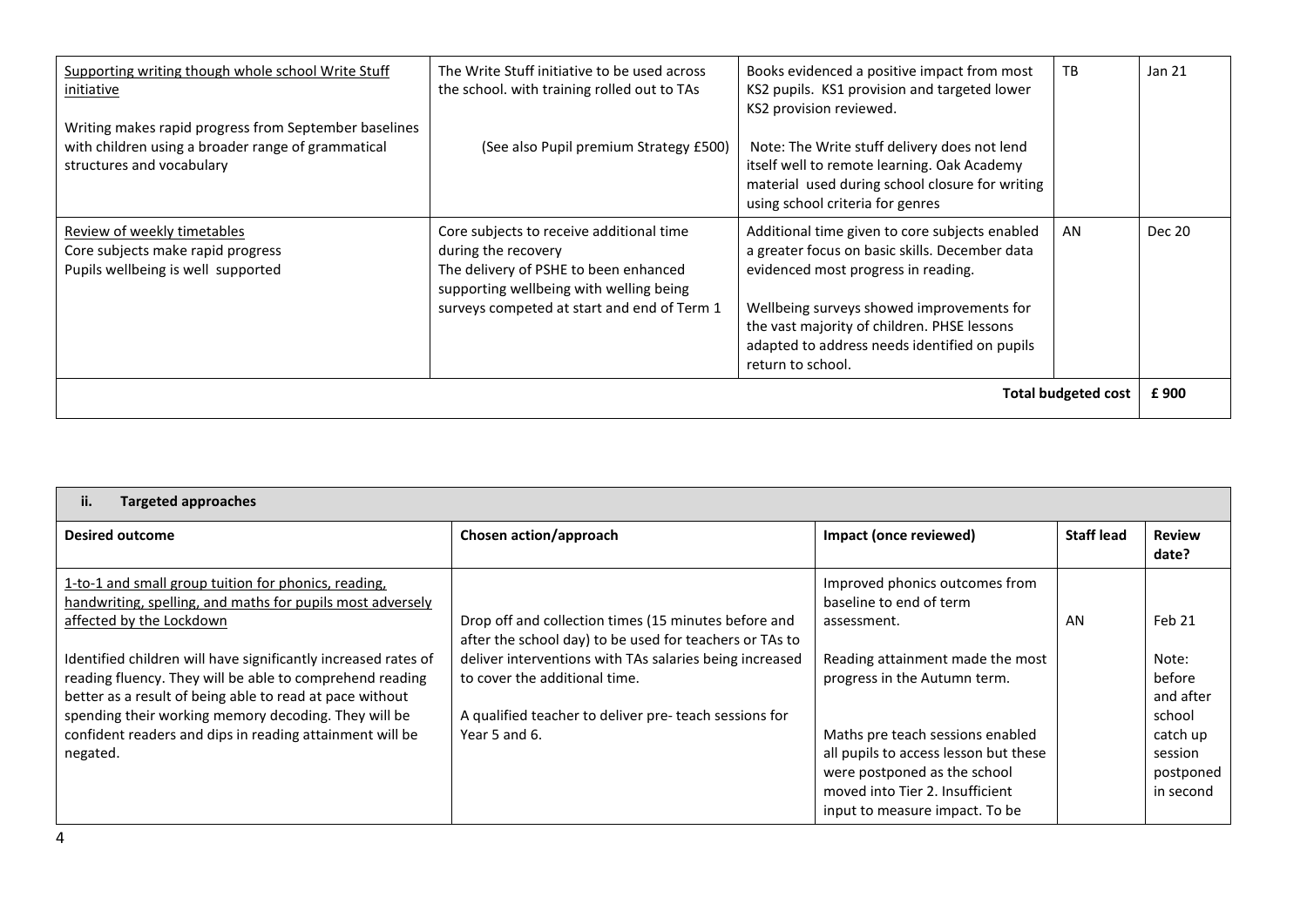| | | | | |
|---|---|---|---|---|
| Supporting writing though whole school Write Stuff initiative<br><br>Writing makes rapid progress from September baselines with children using a broader range of grammatical structures and vocabulary | The Write Stuff initiative to be used across the school. with training rolled out to TAs<br><br>(See also Pupil premium Strategy £500) | Books evidenced a positive impact from most KS2 pupils. KS1 provision and targeted lower KS2 provision reviewed.<br><br>Note: The Write stuff delivery does not lend itself well to remote learning. Oak Academy material used during school closure for writing using school criteria for genres | TB | Jan 21 |
| Review of weekly timetables<br>Core subjects make rapid progress<br>Pupils wellbeing is well supported | Core subjects to receive additional time during the recovery<br>The delivery of PSHE to been enhanced supporting wellbeing with welling being surveys competed at start and end of Term 1 | Additional time given to core subjects enabled a greater focus on basic skills. December data evidenced most progress in reading.<br><br>Wellbeing surveys showed improvements for the vast majority of children. PHSE lessons adapted to address needs identified on pupils return to school. | AN | Dec 20 |
| | | | **Total budgeted cost** | **£ 900** |

**ii. Targeted approaches**

| Desired outcome | Chosen action/approach | Impact (once reviewed) | Staff lead | Review date? |
|---|---|---|---|---|
| 1-to-1 and small group tuition for phonics, reading, handwriting, spelling, and maths for pupils most adversely affected by the Lockdown<br><br>Identified children will have significantly increased rates of reading fluency. They will be able to comprehend reading better as a result of being able to read at pace without spending their working memory decoding. They will be confident readers and dips in reading attainment will be negated. | Drop off and collection times (15 minutes before and after the school day) to be used for teachers or TAs to deliver interventions with TAs salaries being increased to cover the additional time.<br><br>A qualified teacher to deliver pre- teach sessions for Year 5 and 6. | Improved phonics outcomes from baseline to end of term assessment.<br><br>Reading attainment made the most progress in the Autumn term.<br><br>Maths pre teach sessions enabled all pupils to access lesson but these were postponed as the school moved into Tier 2. Insufficient input to measure impact. To be | AN | Feb 21<br><br>Note: before and after school catch up session postponed in second |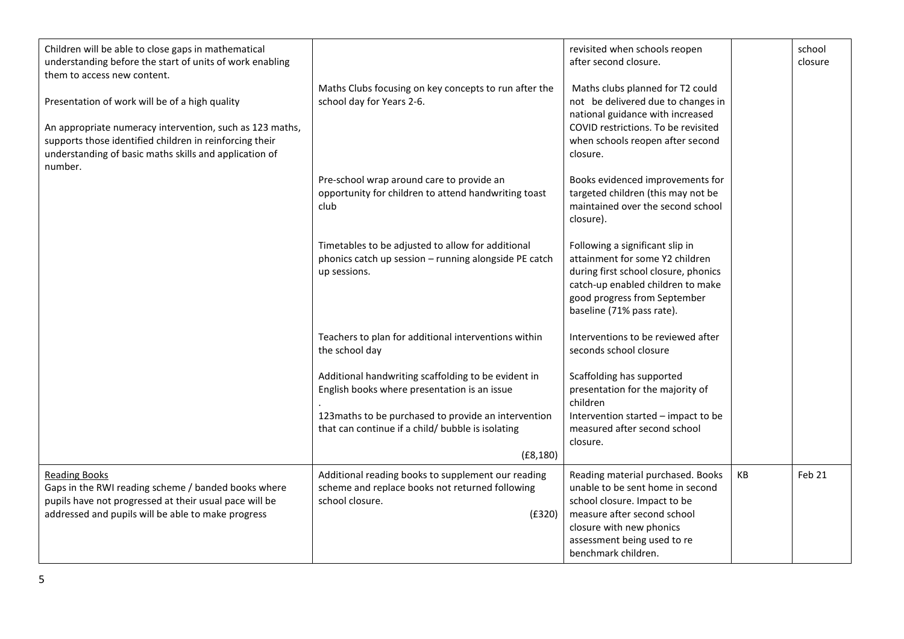| | | | | |
|---|---|---|---|---|
| Children will be able to close gaps in mathematical understanding before the start of units of work enabling them to access new content.<br><br>Presentation of work will be of a high quality<br><br>An appropriate numeracy intervention, such as 123 maths, supports those identified children in reinforcing their understanding of basic maths skills and application of number. | Maths Clubs focusing on key concepts to run after the school day for Years 2-6.<br><br>Pre-school wrap around care to provide an opportunity for children to attend handwriting toast club<br><br>Timetables to be adjusted to allow for additional phonics catch up session – running alongside PE catch up sessions.<br><br>Teachers to plan for additional interventions within the school day<br><br>Additional handwriting scaffolding to be evident in English books where presentation is an issue<br>.<br>123maths to be purchased to provide an intervention that can continue if a child/ bubble is isolating<br><br>(£8,180) | revisited when schools reopen after second closure.<br><br>Maths clubs planned for T2 could not be delivered due to changes in national guidance with increased COVID restrictions. To be revisited when schools reopen after second closure.<br><br>Books evidenced improvements for targeted children (this may not be maintained over the second school closure).<br><br>Following a significant slip in attainment for some Y2 children during first school closure, phonics catch-up enabled children to make good progress from September baseline (71% pass rate).<br><br>Interventions to be reviewed after seconds school closure<br><br>Scaffolding has supported presentation for the majority of children<br>Intervention started – impact to be measured after second school closure. | | school closure |
| Reading Books<br>Gaps in the RWI reading scheme / banded books where pupils have not progressed at their usual pace will be addressed and pupils will be able to make progress | Additional reading books to supplement our reading scheme and replace books not returned following school closure.<br>(£320) | Reading material purchased. Books unable to be sent home in second school closure. Impact to be measure after second school closure with new phonics assessment being used to re benchmark children. | KB | Feb 21 |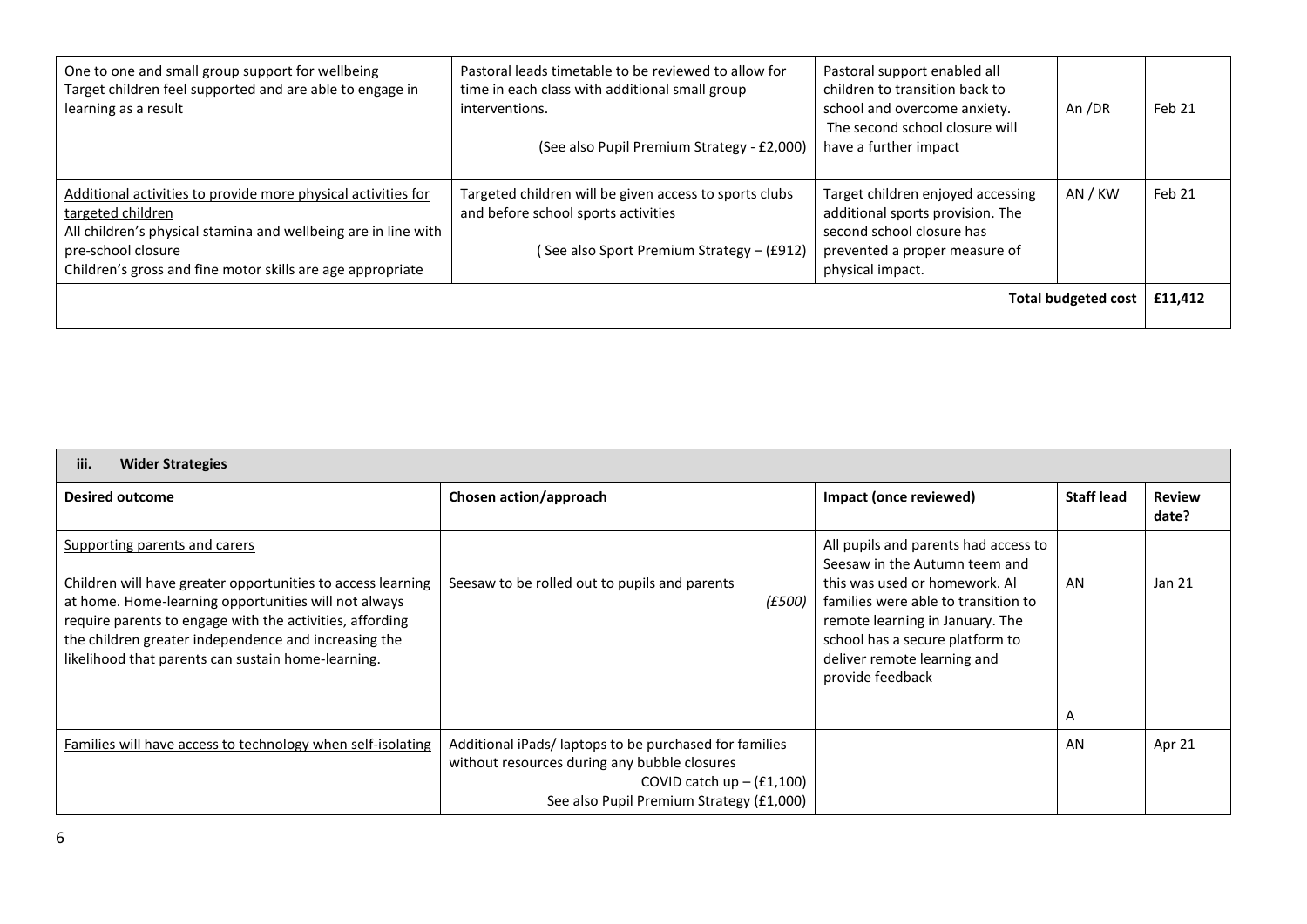| | | | | |
|---|---|---|---|---|
| <u>One to one and small group support for wellbeing</u><br>Target children feel supported and are able to engage in learning as a result | Pastoral leads timetable to be reviewed to allow for time in each class with additional small group interventions.<br>(See also Pupil Premium Strategy - £2,000) | Pastoral support enabled all children to transition back to school and overcome anxiety. The second school closure will have a further impact | An /DR | Feb 21 |
| <u>Additional activities to provide more physical activities for targeted children</u><br>All children's physical stamina and wellbeing are in line with pre-school closure<br>Children's gross and fine motor skills are age appropriate | Targeted children will be given access to sports clubs and before school sports activities<br>( See also Sport Premium Strategy – (£912) | Target children enjoyed accessing additional sports provision. The second school closure has prevented a proper measure of physical impact. | AN / KW | Feb 21 |
| | | | **Total budgeted cost** | **£11,412** |

| **iii. Wider Strategies** | | | | |
|---|---|---|---|---|
| **Desired outcome** | **Chosen action/approach** | **Impact (once reviewed)** | **Staff lead** | **Review date?** |
| <u>Supporting parents and carers</u><br>Children will have greater opportunities to access learning at home. Home-learning opportunities will not always require parents to engage with the activities, affording the children greater independence and increasing the likelihood that parents can sustain home-learning. | Seesaw to be rolled out to pupils and parents<br>*(£500)* | All pupils and parents had access to Seesaw in the Autumn teem and this was used or homework. Al families were able to transition to remote learning in January. The school has a secure platform to deliver remote learning and provide feedback | AN<br><br>A | Jan 21 |
| <u>Families will have access to technology when self-isolating</u> | Additional iPads/ laptops to be purchased for families without resources during any bubble closures<br>COVID catch up – (£1,100)<br>See also Pupil Premium Strategy (£1,000) | | AN | Apr 21 |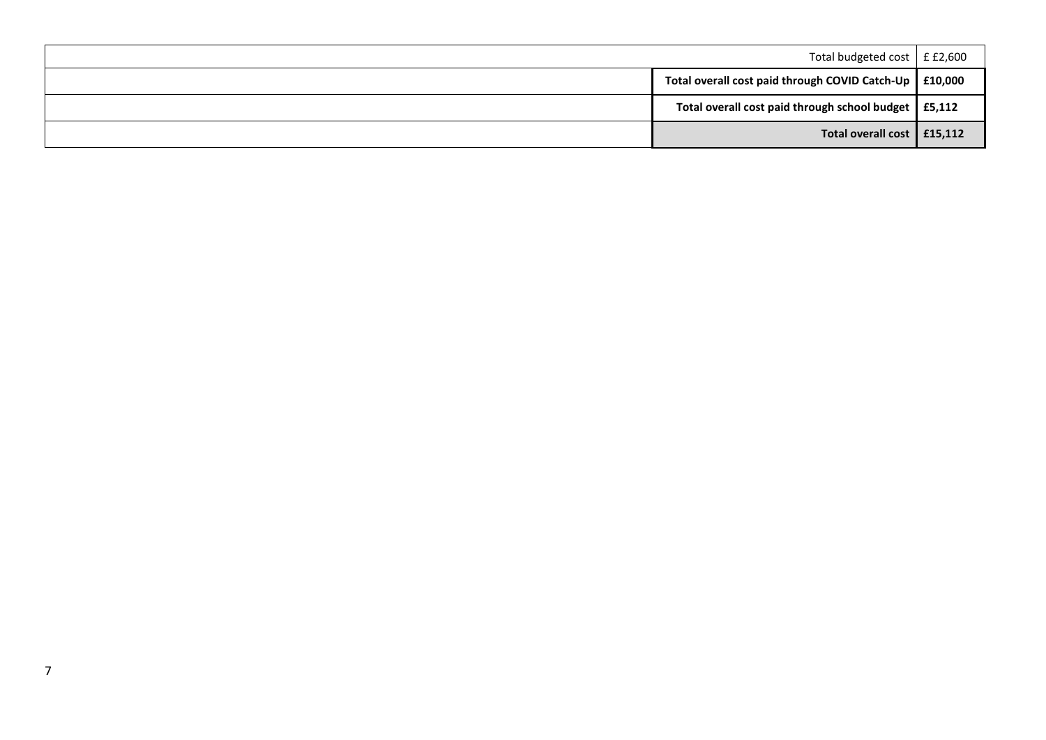| | | |
|---|---|---|
| | Total budgeted cost | £ £2,600 |
| | **Total overall cost paid through COVID Catch-Up** | **£10,000** |
| | **Total overall cost paid through school budget** | **£5,112** |
| | **Total overall cost** | **£15,112** |